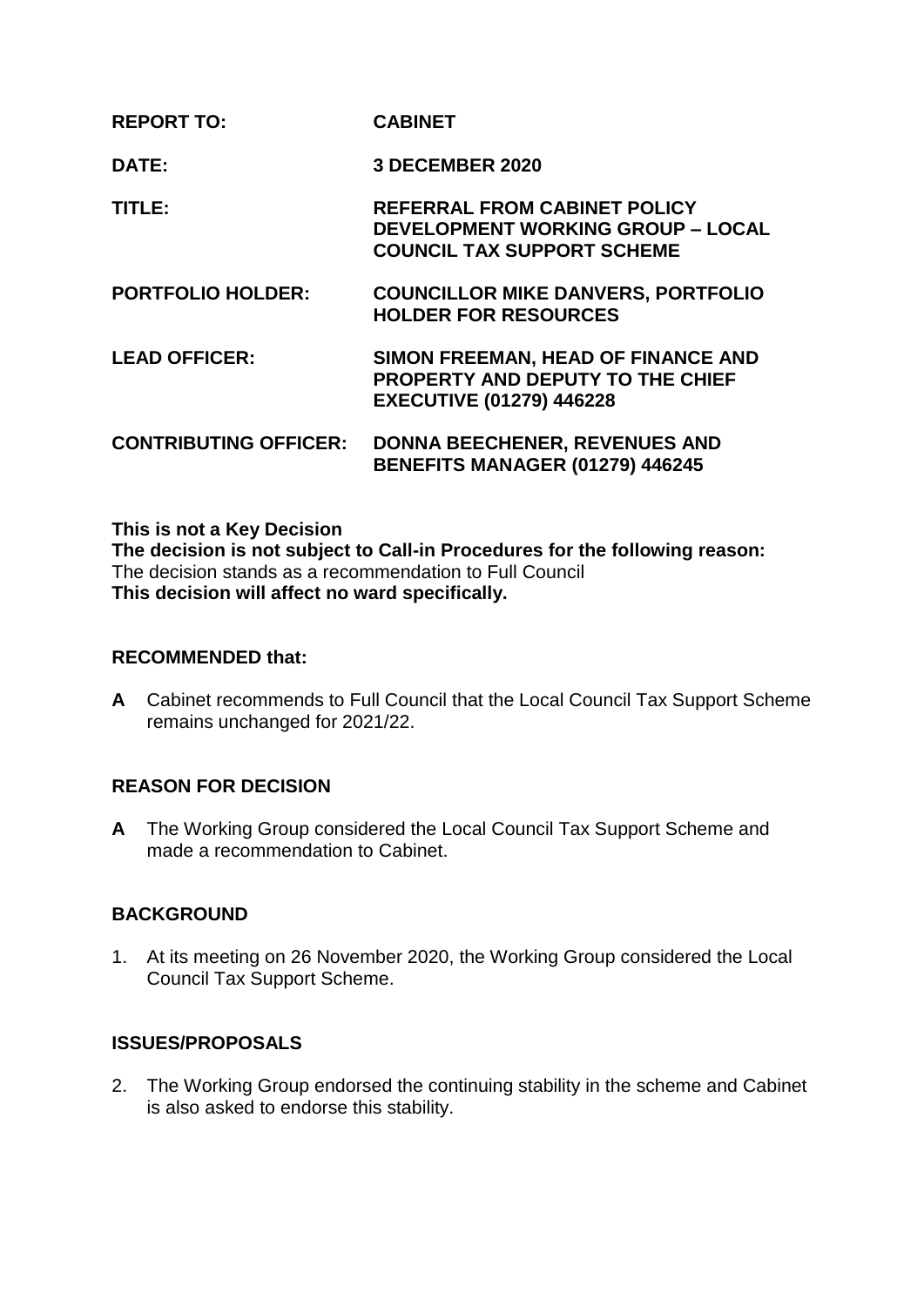| | |
|---|---|
| **REPORT TO:** | **CABINET** |
| **DATE:** | **3 DECEMBER 2020** |
| **TITLE:** | **REFERRAL FROM CABINET POLICY DEVELOPMENT WORKING GROUP – LOCAL COUNCIL TAX SUPPORT SCHEME** |
| **PORTFOLIO HOLDER:** | **COUNCILLOR MIKE DANVERS, PORTFOLIO HOLDER FOR RESOURCES** |
| **LEAD OFFICER:** | **SIMON FREEMAN, HEAD OF FINANCE AND PROPERTY AND DEPUTY TO THE CHIEF EXECUTIVE (01279) 446228** |
| **CONTRIBUTING OFFICER:** | **DONNA BEECHENER, REVENUES AND BENEFITS MANAGER (01279) 446245** |

**This is not a Key Decision**
**The decision is not subject to Call-in Procedures for the following reason:**
The decision stands as a recommendation to Full Council
**This decision will affect no ward specifically.**

## RECOMMENDED that:

**A** Cabinet recommends to Full Council that the Local Council Tax Support Scheme remains unchanged for 2021/22.

## REASON FOR DECISION

**A** The Working Group considered the Local Council Tax Support Scheme and made a recommendation to Cabinet.

## BACKGROUND

1. At its meeting on 26 November 2020, the Working Group considered the Local Council Tax Support Scheme.

## ISSUES/PROPOSALS

2. The Working Group endorsed the continuing stability in the scheme and Cabinet is also asked to endorse this stability.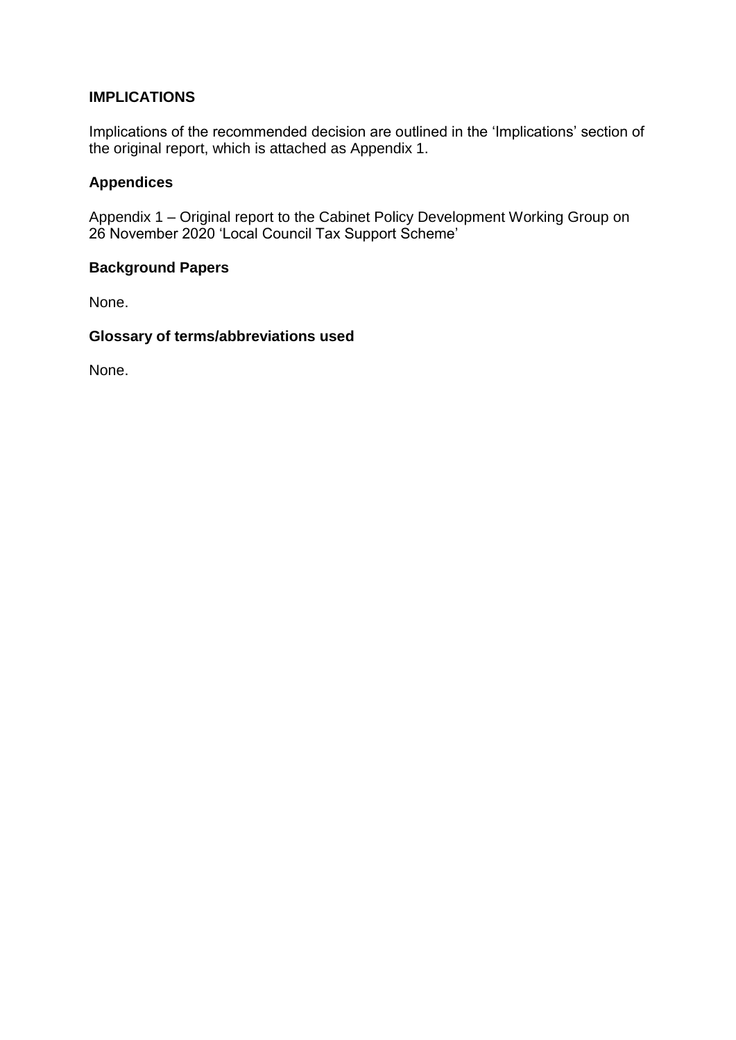## IMPLICATIONS

Implications of the recommended decision are outlined in the 'Implications' section of the original report, which is attached as Appendix 1.

## Appendices

Appendix 1 – Original report to the Cabinet Policy Development Working Group on 26 November 2020 'Local Council Tax Support Scheme'

## Background Papers

None.

## Glossary of terms/abbreviations used

None.